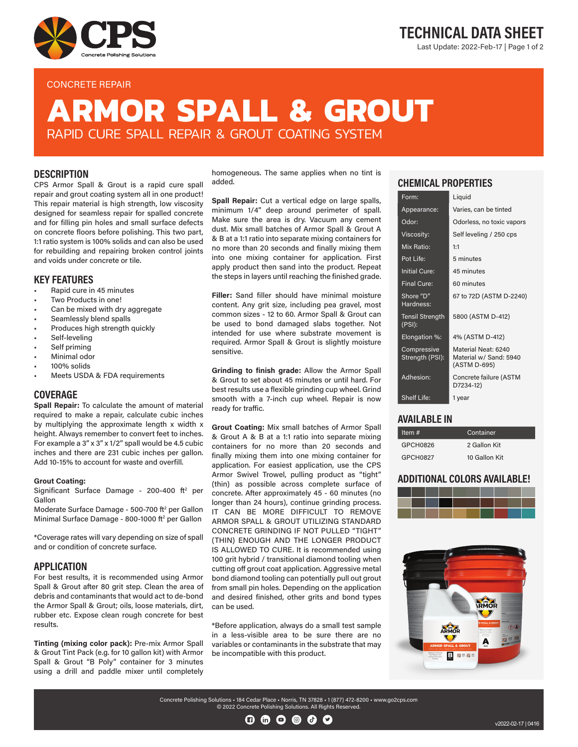# TECHNICAL DATA SHEET

Last Update: 2022-Feb-17

CONCRETE REPAIR

# ARMOR SPALL & GROUT

RAPID CURE SPALL REPAIR & GROUT COATING SYSTEM

## DESCRIPTION

CPS Armor Spall & Grout is a rapid cure spall repair and grout coating system all in one product! This repair material is high strength, low viscosity designed for seamless repair for spalled concrete and for filling pin holes and small surface defects on concrete floors before polishing. This two part, 1:1 ratio system is 100% solids and can also be used for rebuilding and repairing broken control joints and voids under concrete or tile.

## KEY FEATURES

- Rapid cure in 45 minutes
- Two Products in one!
- Can be mixed with dry aggregate
- Seamlessly blend spalls
- Produces high strength quickly
- Self-leveling
- Self priming
- Minimal odor
- 100% solids
- Meets USDA & FDA requirements

## COVERAGE

**Spall Repair:** To calculate the amount of material required to make a repair, calculate cubic inches by multiplying the approximate length x width x height. Always remember to convert feet to inches. For example a 3" x 3" x 1/2" spall would be 4.5 cubic inches and there are 231 cubic inches per gallon. Add 10-15% to account for waste and overfill.

**Grout Coating:**

Significant Surface Damage - 200-400 ft² per Gallon

Moderate Surface Damage - 500-700 ft² per Gallon

Minimal Surface Damage - 800-1000 ft² per Gallon

*Coverage rates will vary depending on size of spall and or condition of concrete surface.

## APPLICATION

For best results, it is recommended using Armor Spall & Grout after 80 grit step. Clean the area of debris and contaminants that would act to de-bond the Armor Spall & Grout; oils, loose materials, dirt, rubber etc. Expose clean rough concrete for best results.

**Tinting (mixing color pack):** Pre-mix Armor Spall & Grout Tint Pack (e.g. for 10 gallon kit) with Armor Spall & Grout "B Poly" container for 3 minutes using a drill and paddle mixer until completely homogeneous. The same applies when no tint is added.

**Spall Repair:** Cut a vertical edge on large spalls, minimum 1/4" deep around perimeter of spall. Make sure the area is dry. Vacuum any cement dust. Mix small batches of Armor Spall & Grout A & B at a 1:1 ratio into separate mixing containers for no more than 20 seconds and finally mixing them into one mixing container for application. First apply product then sand into the product. Repeat the steps in layers until reaching the finished grade.

**Filler:** Sand filler should have minimal moisture content. Any grit size, including pea gravel, most common sizes - 12 to 60. Armor Spall & Grout can be used to bond damaged slabs together. Not intended for use where substrate movement is required. Armor Spall & Grout is slightly moisture sensitive.

**Grinding to finish grade:** Allow the Armor Spall & Grout to set about 45 minutes or until hard. For best results use a flexible grinding cup wheel. Grind smooth with a 7-inch cup wheel. Repair is now ready for traffic.

**Grout Coating:** Mix small batches of Armor Spall & Grout A & B at a 1:1 ratio into separate mixing containers for no more than 20 seconds and finally mixing them into one mixing container for application. For easiest application, use the CPS Armor Swivel Trowel, pulling product as "tight" (thin) as possible across complete surface of concrete. After approximately 45 - 60 minutes (no longer than 24 hours), continue grinding process. IT CAN BE MORE DIFFICULT TO REMOVE ARMOR SPALL & GROUT UTILIZING STANDARD CONCRETE GRINDING IF NOT PULLED "TIGHT" (THIN) ENOUGH AND THE LONGER PRODUCT IS ALLOWED TO CURE. It is recommended using 100 grit hybrid / transitional diamond tooling when cutting off grout coat application. Aggressive metal bond diamond tooling can potentially pull out grout from small pin holes. Depending on the application and desired finished, other grits and bond types can be used.

*Before application, always do a small test sample in a less-visible area to be sure there are no variables or contaminants in the substrate that may be incompatible with this product.

## CHEMICAL PROPERTIES

| Property | Value |
|---|---|
| Form: | Liquid |
| Appearance: | Varies, can be tinted |
| Odor: | Odorless, no toxic vapors |
| Viscosity: | Self leveling / 250 cps |
| Mix Ratio: | 1:1 |
| Pot Life: | 5 minutes |
| Initial Cure: | 45 minutes |
| Final Cure: | 60 minutes |
| Shore "D" Hardness: | 67 to 72D (ASTM D-2240) |
| Tensil Strength (PSI): | 5800 (ASTM D-412) |
| Elongation %: | 4% (ASTM D-412) |
| Compressive Strength (PSI): | Material Neat: 6240<br>Material w/ Sand: 5940<br>(ASTM D-695) |
| Adhesion: | Concrete failure (ASTM D7234-12) |
| Shelf Life: | 1 year |

## AVAILABLE IN

| Item # | Container |
|---|---|
| GPCH0826 | 2 Gallon Kit |
| GPCH0827 | 10 Gallon Kit |

## ADDITIONAL COLORS AVAILABLE!

Concrete Polishing Solutions • 184 Cedar Place • Norris, TN 37828 • 1 (877) 472-8200 • www.go2cps.com
© 2022 Concrete Polishing Solutions. All Rights Reserved.

v2022-02-17 | 0416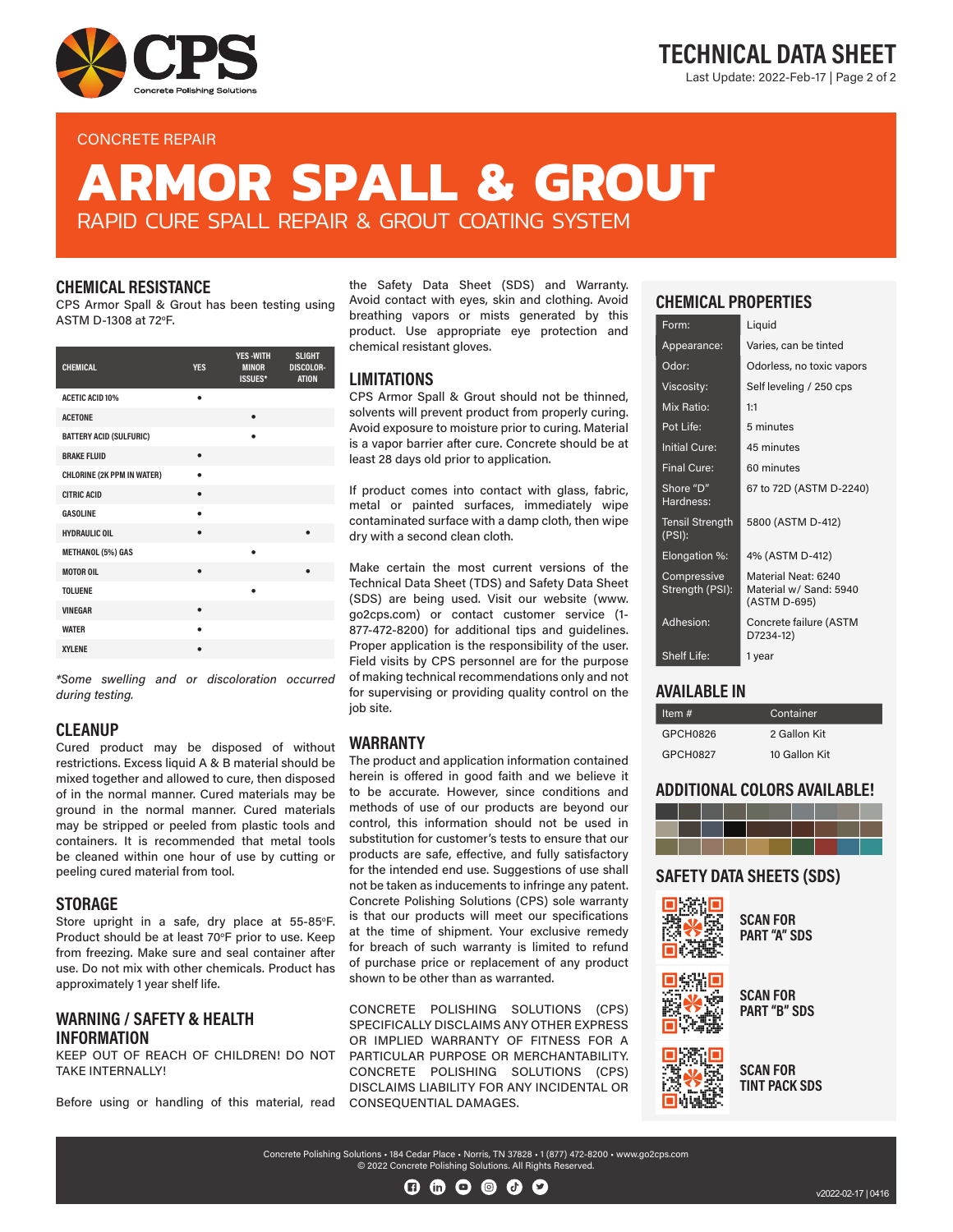CONCRETE REPAIR

# ARMOR SPALL & GROUT

RAPID CURE SPALL REPAIR & GROUT COATING SYSTEM

## CHEMICAL RESISTANCE

CPS Armor Spall & Grout has been testing using ASTM D-1308 at 72ºF.

| CHEMICAL | YES | YES -WITH MINOR ISSUES* | SLIGHT DISCOLOR-ATION |
|---|---|---|---|
| ACETIC ACID 10% | • | | |
| ACETONE | | • | |
| BATTERY ACID (SULFURIC) | | • | |
| BRAKE FLUID | • | | |
| CHLORINE (2K PPM IN WATER) | • | | |
| CITRIC ACID | • | | |
| GASOLINE | • | | |
| HYDRAULIC OIL | • | | • |
| METHANOL (5%) GAS | | • | |
| MOTOR OIL | • | | • |
| TOLUENE | | • | |
| VINEGAR | • | | |
| WATER | • | | |
| XYLENE | • | | |

*\*Some swelling and or discoloration occurred during testing.*

## CLEANUP

Cured product may be disposed of without restrictions. Excess liquid A & B material should be mixed together and allowed to cure, then disposed of in the normal manner. Cured materials may be ground in the normal manner. Cured materials may be stripped or peeled from plastic tools and containers. It is recommended that metal tools be cleaned within one hour of use by cutting or peeling cured material from tool.

## STORAGE

Store upright in a safe, dry place at 55-85ºF. Product should be at least 70ºF prior to use. Keep from freezing. Make sure and seal container after use. Do not mix with other chemicals. Product has approximately 1 year shelf life.

## WARNING / SAFETY & HEALTH INFORMATION

KEEP OUT OF REACH OF CHILDREN! DO NOT TAKE INTERNALLY!

Before using or handling of this material, read the Safety Data Sheet (SDS) and Warranty. Avoid contact with eyes, skin and clothing. Avoid breathing vapors or mists generated by this product. Use appropriate eye protection and chemical resistant gloves.

## LIMITATIONS

CPS Armor Spall & Grout should not be thinned, solvents will prevent product from properly curing. Avoid exposure to moisture prior to curing. Material is a vapor barrier after cure. Concrete should be at least 28 days old prior to application.

If product comes into contact with glass, fabric, metal or painted surfaces, immediately wipe contaminated surface with a damp cloth, then wipe dry with a second clean cloth.

Make certain the most current versions of the Technical Data Sheet (TDS) and Safety Data Sheet (SDS) are being used. Visit our website (www.go2cps.com) or contact customer service (1-877-472-8200) for additional tips and guidelines. Proper application is the responsibility of the user. Field visits by CPS personnel are for the purpose of making technical recommendations only and not for supervising or providing quality control on the job site.

## WARRANTY

The product and application information contained herein is offered in good faith and we believe it to be accurate. However, since conditions and methods of use of our products are beyond our control, this information should not be used in substitution for customer's tests to ensure that our products are safe, effective, and fully satisfactory for the intended end use. Suggestions of use shall not be taken as inducements to infringe any patent. Concrete Polishing Solutions (CPS) sole warranty is that our products will meet our specifications at the time of shipment. Your exclusive remedy for breach of such warranty is limited to refund of purchase price or replacement of any product shown to be other than as warranted.

CONCRETE POLISHING SOLUTIONS (CPS) SPECIFICALLY DISCLAIMS ANY OTHER EXPRESS OR IMPLIED WARRANTY OF FITNESS FOR A PARTICULAR PURPOSE OR MERCHANTABILITY. CONCRETE POLISHING SOLUTIONS (CPS) DISCLAIMS LIABILITY FOR ANY INCIDENTAL OR CONSEQUENTIAL DAMAGES.

## CHEMICAL PROPERTIES

| | |
|---|---|
| Form: | Liquid |
| Appearance: | Varies, can be tinted |
| Odor: | Odorless, no toxic vapors |
| Viscosity: | Self leveling / 250 cps |
| Mix Ratio: | 1:1 |
| Pot Life: | 5 minutes |
| Initial Cure: | 45 minutes |
| Final Cure: | 60 minutes |
| Shore "D" Hardness: | 67 to 72D (ASTM D-2240) |
| Tensil Strength (PSI): | 5800 (ASTM D-412) |
| Elongation %: | 4% (ASTM D-412) |
| Compressive Strength (PSI): | Material Neat: 6240 Material w/ Sand: 5940 (ASTM D-695) |
| Adhesion: | Concrete failure (ASTM D7234-12) |
| Shelf Life: | 1 year |

## AVAILABLE IN

| Item # | Container |
|---|---|
| GPCH0826 | 2 Gallon Kit |
| GPCH0827 | 10 Gallon Kit |

## ADDITIONAL COLORS AVAILABLE!

## SAFETY DATA SHEETS (SDS)

SCAN FOR PART "A" SDS

SCAN FOR PART "B" SDS

SCAN FOR TINT PACK SDS

Concrete Polishing Solutions • 184 Cedar Place • Norris, TN 37828 • 1 (877) 472-8200 • www.go2cps.com
© 2022 Concrete Polishing Solutions. All Rights Reserved.